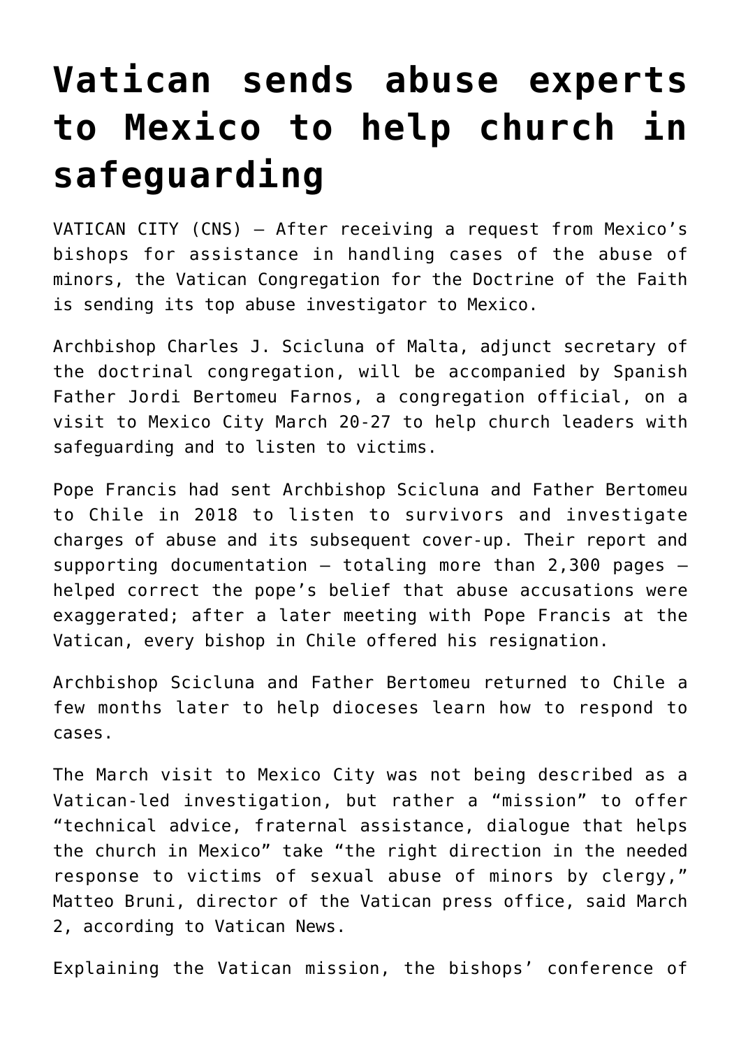# Vatican sends abuse experts to Mexico to help church in safeguarding

VATICAN CITY (CNS) — After receiving a request from Mexico's bishops for assistance in handling cases of the abuse of minors, the Vatican Congregation for the Doctrine of the Faith is sending its top abuse investigator to Mexico.

Archbishop Charles J. Scicluna of Malta, adjunct secretary of the doctrinal congregation, will be accompanied by Spanish Father Jordi Bertomeu Farnos, a congregation official, on a visit to Mexico City March 20-27 to help church leaders with safeguarding and to listen to victims.

Pope Francis had sent Archbishop Scicluna and Father Bertomeu to Chile in 2018 to listen to survivors and investigate charges of abuse and its subsequent cover-up. Their report and supporting documentation — totaling more than 2,300 pages — helped correct the pope's belief that abuse accusations were exaggerated; after a later meeting with Pope Francis at the Vatican, every bishop in Chile offered his resignation.

Archbishop Scicluna and Father Bertomeu returned to Chile a few months later to help dioceses learn how to respond to cases.

The March visit to Mexico City was not being described as a Vatican-led investigation, but rather a "mission" to offer "technical advice, fraternal assistance, dialogue that helps the church in Mexico" take "the right direction in the needed response to victims of sexual abuse of minors by clergy," Matteo Bruni, director of the Vatican press office, said March 2, according to Vatican News.

Explaining the Vatican mission, the bishops' conference of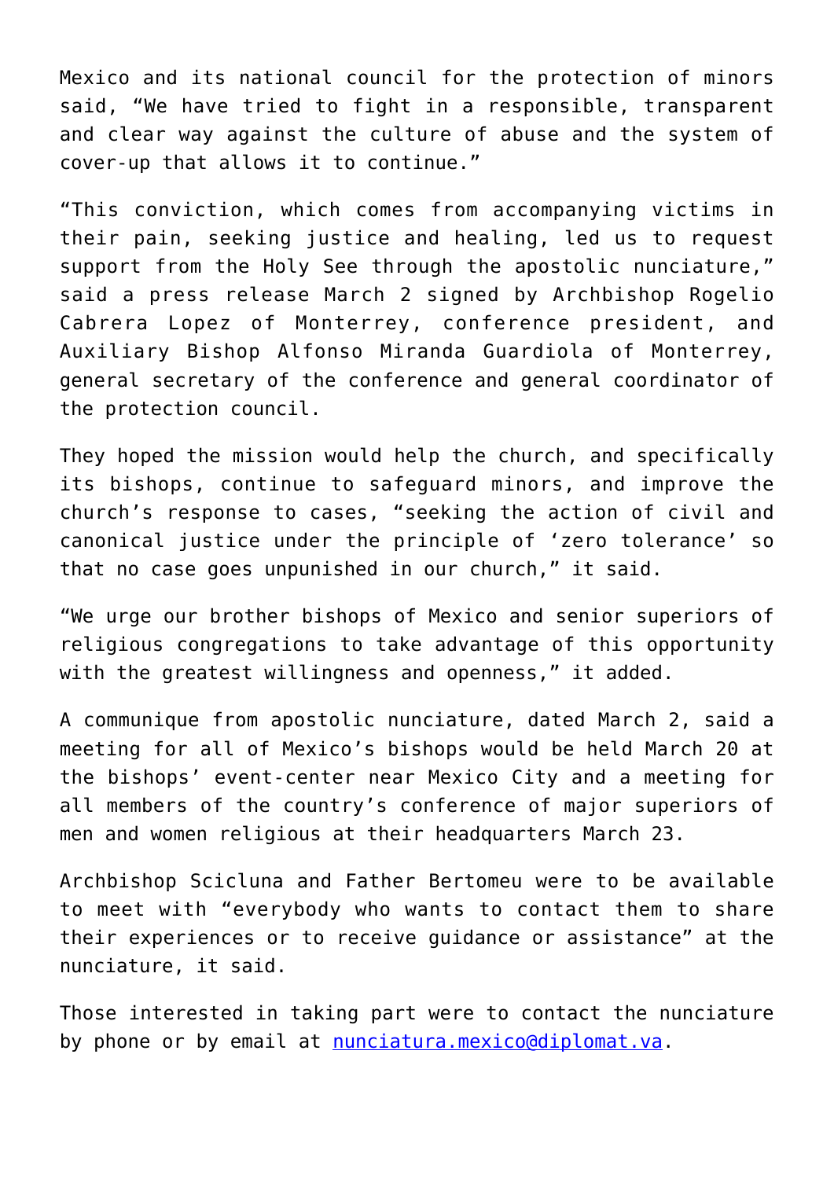Mexico and its national council for the protection of minors said, “We have tried to fight in a responsible, transparent and clear way against the culture of abuse and the system of cover-up that allows it to continue.”

“This conviction, which comes from accompanying victims in their pain, seeking justice and healing, led us to request support from the Holy See through the apostolic nunciature,” said a press release March 2 signed by Archbishop Rogelio Cabrera Lopez of Monterrey, conference president, and Auxiliary Bishop Alfonso Miranda Guardiola of Monterrey, general secretary of the conference and general coordinator of the protection council.

They hoped the mission would help the church, and specifically its bishops, continue to safeguard minors, and improve the church’s response to cases, “seeking the action of civil and canonical justice under the principle of ‘zero tolerance’ so that no case goes unpunished in our church,” it said.

“We urge our brother bishops of Mexico and senior superiors of religious congregations to take advantage of this opportunity with the greatest willingness and openness,” it added.

A communique from apostolic nunciature, dated March 2, said a meeting for all of Mexico’s bishops would be held March 20 at the bishops’ event-center near Mexico City and a meeting for all members of the country’s conference of major superiors of men and women religious at their headquarters March 23.

Archbishop Scicluna and Father Bertomeu were to be available to meet with “everybody who wants to contact them to share their experiences or to receive guidance or assistance” at the nunciature, it said.

Those interested in taking part were to contact the nunciature by phone or by email at [nunciatura.mexico@diplomat.va](mailto:nunciatura.mexico@diplomat.va).